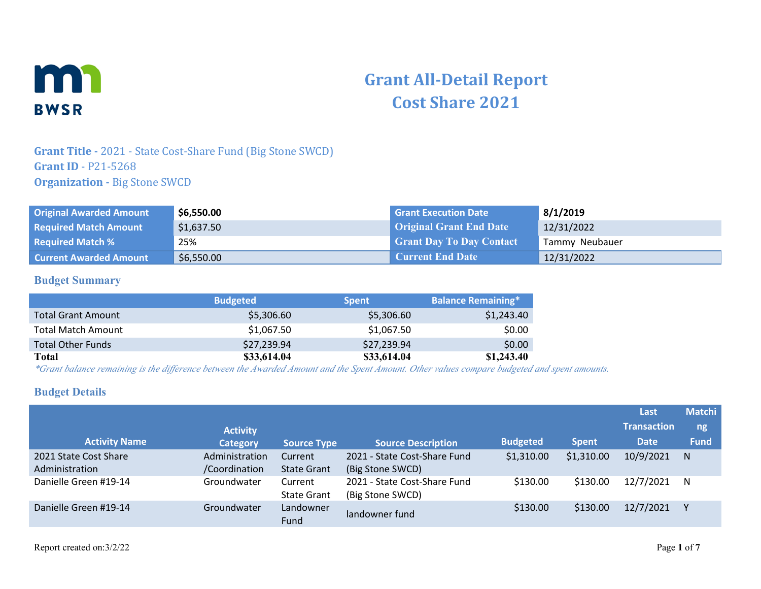# Grant All-Detail Report
# Cost Share 2021

**Grant Title -** 2021 - State Cost-Share Fund (Big Stone SWCD)
**Grant ID** - P21-5268
**Organization -** Big Stone SWCD

| | | | |
|---|---|---|---|
| **Original Awarded Amount** | **$6,550.00** | **Grant Execution Date** | **8/1/2019** |
| **Required Match Amount** | $1,637.50 | **Original Grant End Date** | 12/31/2022 |
| **Required Match %** | 25% | **Grant Day To Day Contact** | Tammy Neubauer |
| **Current Awarded Amount** | $6,550.00 | **Current End Date** | 12/31/2022 |

## Budget Summary

| | Budgeted | Spent | Balance Remaining* |
|---|---|---|---|
| Total Grant Amount | $5,306.60 | $5,306.60 | $1,243.40 |
| Total Match Amount | $1,067.50 | $1,067.50 | $0.00 |
| Total Other Funds | $27,239.94 | $27,239.94 | $0.00 |
| **Total** | **$33,614.04** | **$33,614.04** | **$1,243.40** |

*\*Grant balance remaining is the difference between the Awarded Amount and the Spent Amount. Other values compare budgeted and spent amounts.*

## Budget Details

| Activity Name | Activity Category | Source Type | Source Description | Budgeted | Spent | Last Transaction Date | Matching Fund |
|---|---|---|---|---|---|---|---|
| 2021 State Cost Share Administration | Administration /Coordination | Current State Grant | 2021 - State Cost-Share Fund (Big Stone SWCD) | $1,310.00 | $1,310.00 | 10/9/2021 | N |
| Danielle Green #19-14 | Groundwater | Current State Grant | 2021 - State Cost-Share Fund (Big Stone SWCD) | $130.00 | $130.00 | 12/7/2021 | N |
| Danielle Green #19-14 | Groundwater | Landowner Fund | landowner fund | $130.00 | $130.00 | 12/7/2021 | Y |

Report created on:3/2/22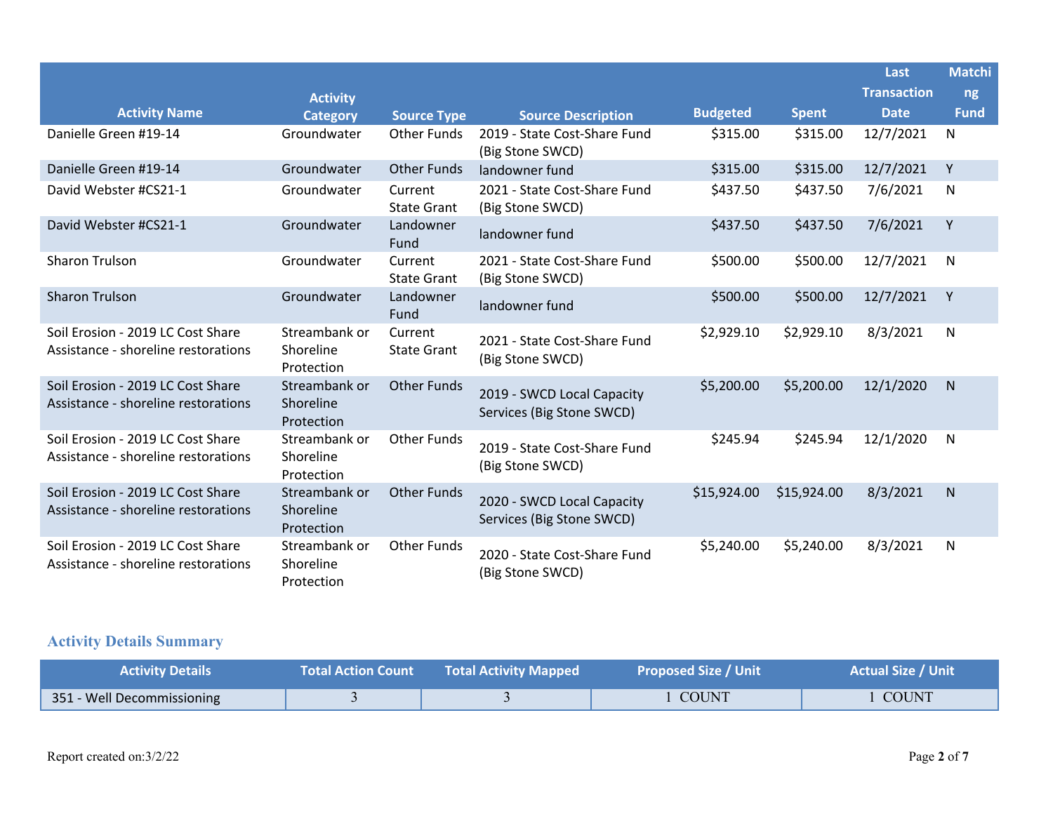| Activity Name | Activity Category | Source Type | Source Description | Budgeted | Spent | Last Transaction Date | Matching Fund |
|---|---|---|---|---|---|---|---|
| Danielle Green #19-14 | Groundwater | Other Funds | 2019 - State Cost-Share Fund (Big Stone SWCD) | $315.00 | $315.00 | 12/7/2021 | N |
| Danielle Green #19-14 | Groundwater | Other Funds | landowner fund | $315.00 | $315.00 | 12/7/2021 | Y |
| David Webster #CS21-1 | Groundwater | Current State Grant | 2021 - State Cost-Share Fund (Big Stone SWCD) | $437.50 | $437.50 | 7/6/2021 | N |
| David Webster #CS21-1 | Groundwater | Landowner Fund | landowner fund | $437.50 | $437.50 | 7/6/2021 | Y |
| Sharon Trulson | Groundwater | Current State Grant | 2021 - State Cost-Share Fund (Big Stone SWCD) | $500.00 | $500.00 | 12/7/2021 | N |
| Sharon Trulson | Groundwater | Landowner Fund | landowner fund | $500.00 | $500.00 | 12/7/2021 | Y |
| Soil Erosion - 2019 LC Cost Share Assistance - shoreline restorations | Streambank or Shoreline Protection | Current State Grant | 2021 - State Cost-Share Fund (Big Stone SWCD) | $2,929.10 | $2,929.10 | 8/3/2021 | N |
| Soil Erosion - 2019 LC Cost Share Assistance - shoreline restorations | Streambank or Shoreline Protection | Other Funds | 2019 - SWCD Local Capacity Services (Big Stone SWCD) | $5,200.00 | $5,200.00 | 12/1/2020 | N |
| Soil Erosion - 2019 LC Cost Share Assistance - shoreline restorations | Streambank or Shoreline Protection | Other Funds | 2019 - State Cost-Share Fund (Big Stone SWCD) | $245.94 | $245.94 | 12/1/2020 | N |
| Soil Erosion - 2019 LC Cost Share Assistance - shoreline restorations | Streambank or Shoreline Protection | Other Funds | 2020 - SWCD Local Capacity Services (Big Stone SWCD) | $15,924.00 | $15,924.00 | 8/3/2021 | N |
| Soil Erosion - 2019 LC Cost Share Assistance - shoreline restorations | Streambank or Shoreline Protection | Other Funds | 2020 - State Cost-Share Fund (Big Stone SWCD) | $5,240.00 | $5,240.00 | 8/3/2021 | N |

## Activity Details Summary

| Activity Details | Total Action Count | Total Activity Mapped | Proposed Size / Unit | Actual Size / Unit |
|---|---|---|---|---|
| 351 - Well Decommissioning | 3 | 3 | 1 COUNT | 1 COUNT |

Report created on:3/2/22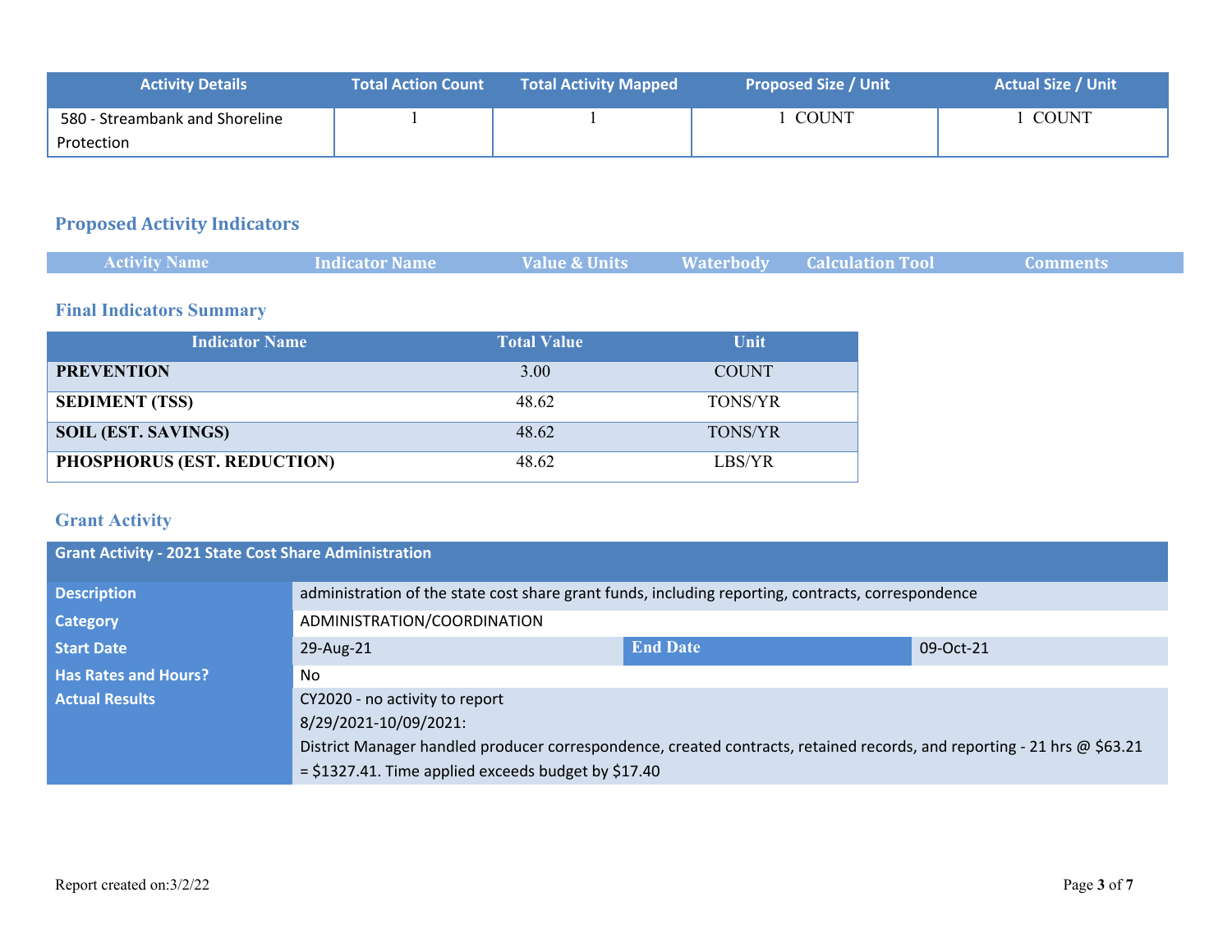| Activity Details | Total Action Count | Total Activity Mapped | Proposed Size / Unit | Actual Size / Unit |
|---|---|---|---|---|
| 580 - Streambank and Shoreline Protection | 1 | 1 | 1 COUNT | 1 COUNT |

## Proposed Activity Indicators

| Activity Name | Indicator Name | Value & Units | Waterbody | Calculation Tool | Comments |
|---|---|---|---|---|---|

## Final Indicators Summary

| Indicator Name | Total Value | Unit |
|---|---|---|
| **PREVENTION** | 3.00 | COUNT |
| **SEDIMENT (TSS)** | 48.62 | TONS/YR |
| **SOIL (EST. SAVINGS)** | 48.62 | TONS/YR |
| **PHOSPHORUS (EST. REDUCTION)** | 48.62 | LBS/YR |

## Grant Activity

| Grant Activity - 2021 State Cost Share Administration | | | |
|---|---|---|---|
| **Description** | administration of the state cost share grant funds, including reporting, contracts, correspondence | | |
| **Category** | ADMINISTRATION/COORDINATION | | |
| **Start Date** | 29-Aug-21 | **End Date** | 09-Oct-21 |
| **Has Rates and Hours?** | No | | |
| **Actual Results** | CY2020 - no activity to report<br>8/29/2021-10/09/2021:<br>District Manager handled producer correspondence, created contracts, retained records, and reporting - 21 hrs @ $63.21 = $1327.41. Time applied exceeds budget by $17.40 | | |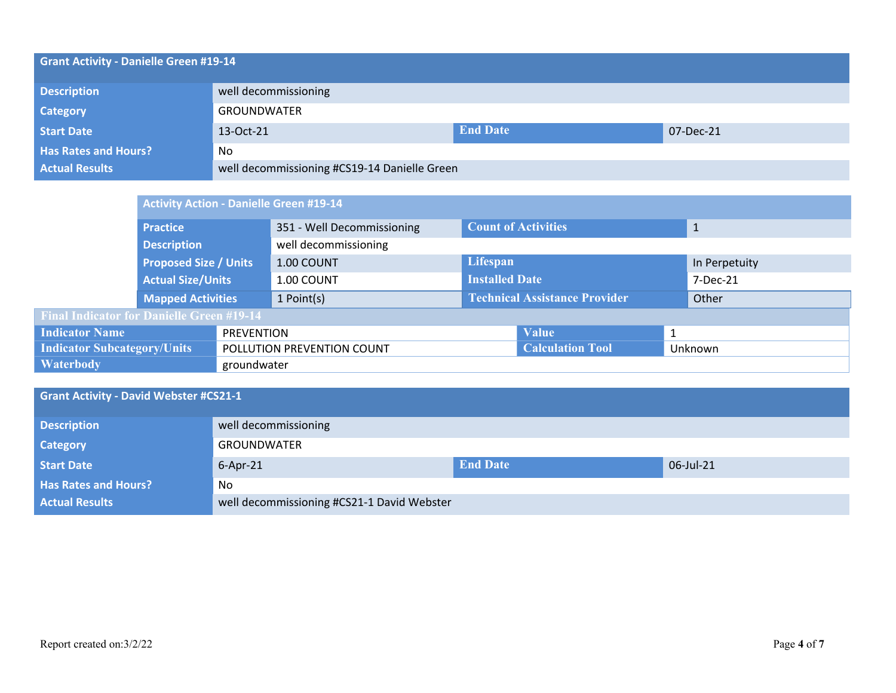| Grant Activity - Danielle Green #19-14 | | | |
|---|---|---|---|
| Description | well decommissioning | | |
| Category | GROUNDWATER | | |
| Start Date | 13-Oct-21 | End Date | 07-Dec-21 |
| Has Rates and Hours? | No | | |
| Actual Results | well decommissioning #CS19-14 Danielle Green | | |

| Activity Action - Danielle Green #19-14 | | | |
|---|---|---|---|
| Practice | 351 - Well Decommissioning | Count of Activities | 1 |
| Description | well decommissioning | | |
| Proposed Size / Units | 1.00 COUNT | Lifespan | In Perpetuity |
| Actual Size/Units | 1.00 COUNT | Installed Date | 7-Dec-21 |
| Mapped Activities | 1 Point(s) | Technical Assistance Provider | Other |

| Final Indicator for Danielle Green #19-14 | | | |
|---|---|---|---|
| Indicator Name | PREVENTION | Value | 1 |
| Indicator Subcategory/Units | POLLUTION PREVENTION COUNT | Calculation Tool | Unknown |
| Waterbody | groundwater | | |

| Grant Activity - David Webster #CS21-1 | | | |
|---|---|---|---|
| Description | well decommissioning | | |
| Category | GROUNDWATER | | |
| Start Date | 6-Apr-21 | End Date | 06-Jul-21 |
| Has Rates and Hours? | No | | |
| Actual Results | well decommissioning #CS21-1 David Webster | | |

Report created on:3/2/22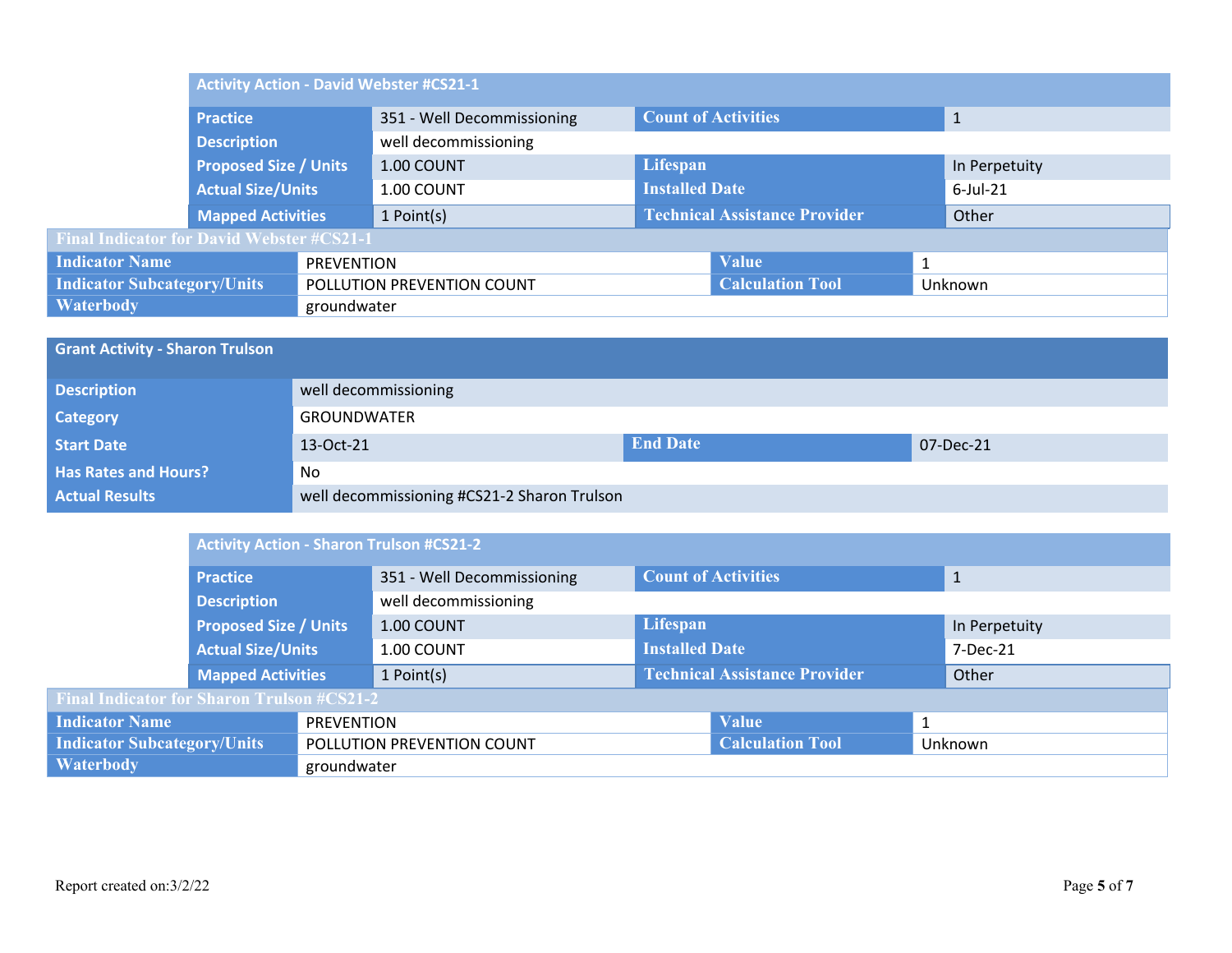| Activity Action - David Webster #CS21-1 | | | |
|---|---|---|---|
| **Practice** | 351 - Well Decommissioning | **Count of Activities** | 1 |
| **Description** | well decommissioning | | |
| **Proposed Size / Units** | 1.00 COUNT | **Lifespan** | In Perpetuity |
| **Actual Size/Units** | 1.00 COUNT | **Installed Date** | 6-Jul-21 |
| **Mapped Activities** | 1 Point(s) | **Technical Assistance Provider** | Other |

| Final Indicator for David Webster #CS21-1 | | | |
|---|---|---|---|
| **Indicator Name** | PREVENTION | **Value** | 1 |
| **Indicator Subcategory/Units** | POLLUTION PREVENTION COUNT | **Calculation Tool** | Unknown |
| **Waterbody** | groundwater | | |

| Grant Activity - Sharon Trulson | | | |
|---|---|---|---|
| **Description** | well decommissioning | | |
| **Category** | GROUNDWATER | | |
| **Start Date** | 13-Oct-21 | **End Date** | 07-Dec-21 |
| **Has Rates and Hours?** | No | | |
| **Actual Results** | well decommissioning #CS21-2 Sharon Trulson | | |

| Activity Action - Sharon Trulson #CS21-2 | | | |
|---|---|---|---|
| **Practice** | 351 - Well Decommissioning | **Count of Activities** | 1 |
| **Description** | well decommissioning | | |
| **Proposed Size / Units** | 1.00 COUNT | **Lifespan** | In Perpetuity |
| **Actual Size/Units** | 1.00 COUNT | **Installed Date** | 7-Dec-21 |
| **Mapped Activities** | 1 Point(s) | **Technical Assistance Provider** | Other |

| Final Indicator for Sharon Trulson #CS21-2 | | | |
|---|---|---|---|
| **Indicator Name** | PREVENTION | **Value** | 1 |
| **Indicator Subcategory/Units** | POLLUTION PREVENTION COUNT | **Calculation Tool** | Unknown |
| **Waterbody** | groundwater | | |

Report created on:3/2/22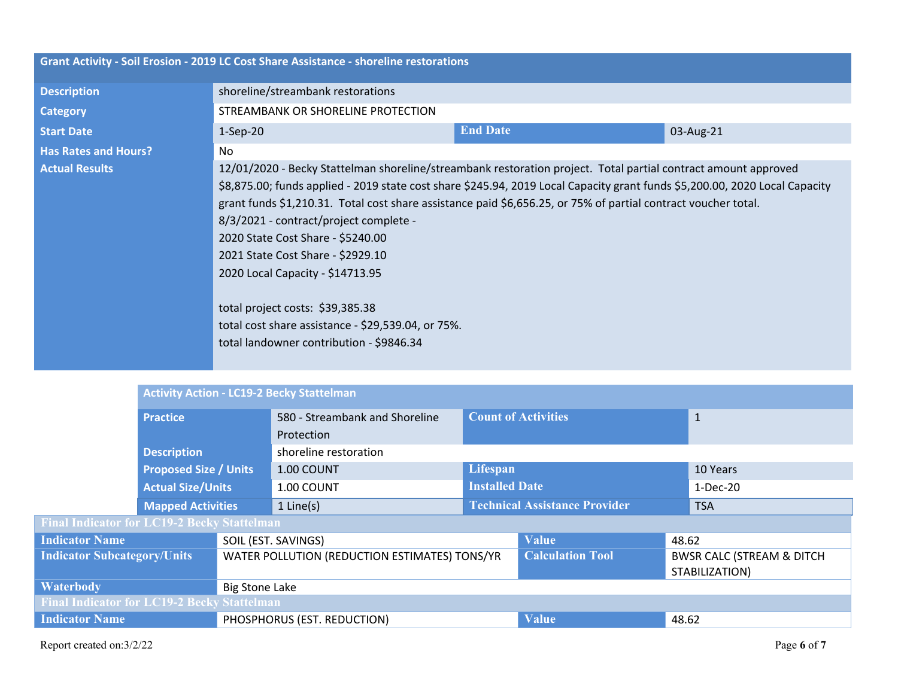| Grant Activity - Soil Erosion - 2019 LC Cost Share Assistance - shoreline restorations | | | |
|---|---|---|---|
| **Description** | shoreline/streambank restorations | | |
| **Category** | STREAMBANK OR SHORELINE PROTECTION | | |
| **Start Date** | 1-Sep-20 | **End Date** | 03-Aug-21 |
| **Has Rates and Hours?** | No | | |
| **Actual Results** | 12/01/2020 - Becky Stattelman shoreline/streambank restoration project. Total partial contract amount approved $8,875.00; funds applied - 2019 state cost share $245.94, 2019 Local Capacity grant funds $5,200.00, 2020 Local Capacity grant funds $1,210.31. Total cost share assistance paid $6,656.25, or 75% of partial contract voucher total.<br>8/3/2021 - contract/project complete -<br>2020 State Cost Share - $5240.00<br>2021 State Cost Share - $2929.10<br>2020 Local Capacity - $14713.95<br><br>total project costs: $39,385.38<br>total cost share assistance - $29,539.04, or 75%.<br>total landowner contribution - $9846.34 | | |

| Activity Action - LC19-2 Becky Stattelman | | | |
|---|---|---|---|
| **Practice** | 580 - Streambank and Shoreline Protection | **Count of Activities** | 1 |
| **Description** | shoreline restoration | | |
| **Proposed Size / Units** | 1.00 COUNT | **Lifespan** | 10 Years |
| **Actual Size/Units** | 1.00 COUNT | **Installed Date** | 1-Dec-20 |
| **Mapped Activities** | 1 Line(s) | **Technical Assistance Provider** | TSA |

| Final Indicator for LC19-2 Becky Stattelman | | | |
|---|---|---|---|
| **Indicator Name** | SOIL (EST. SAVINGS) | **Value** | 48.62 |
| **Indicator Subcategory/Units** | WATER POLLUTION (REDUCTION ESTIMATES) TONS/YR | **Calculation Tool** | BWSR CALC (STREAM & DITCH STABILIZATION) |
| **Waterbody** | Big Stone Lake | | |

| Final Indicator for LC19-2 Becky Stattelman | | | |
|---|---|---|---|
| **Indicator Name** | PHOSPHORUS (EST. REDUCTION) | **Value** | 48.62 |

Report created on:3/2/22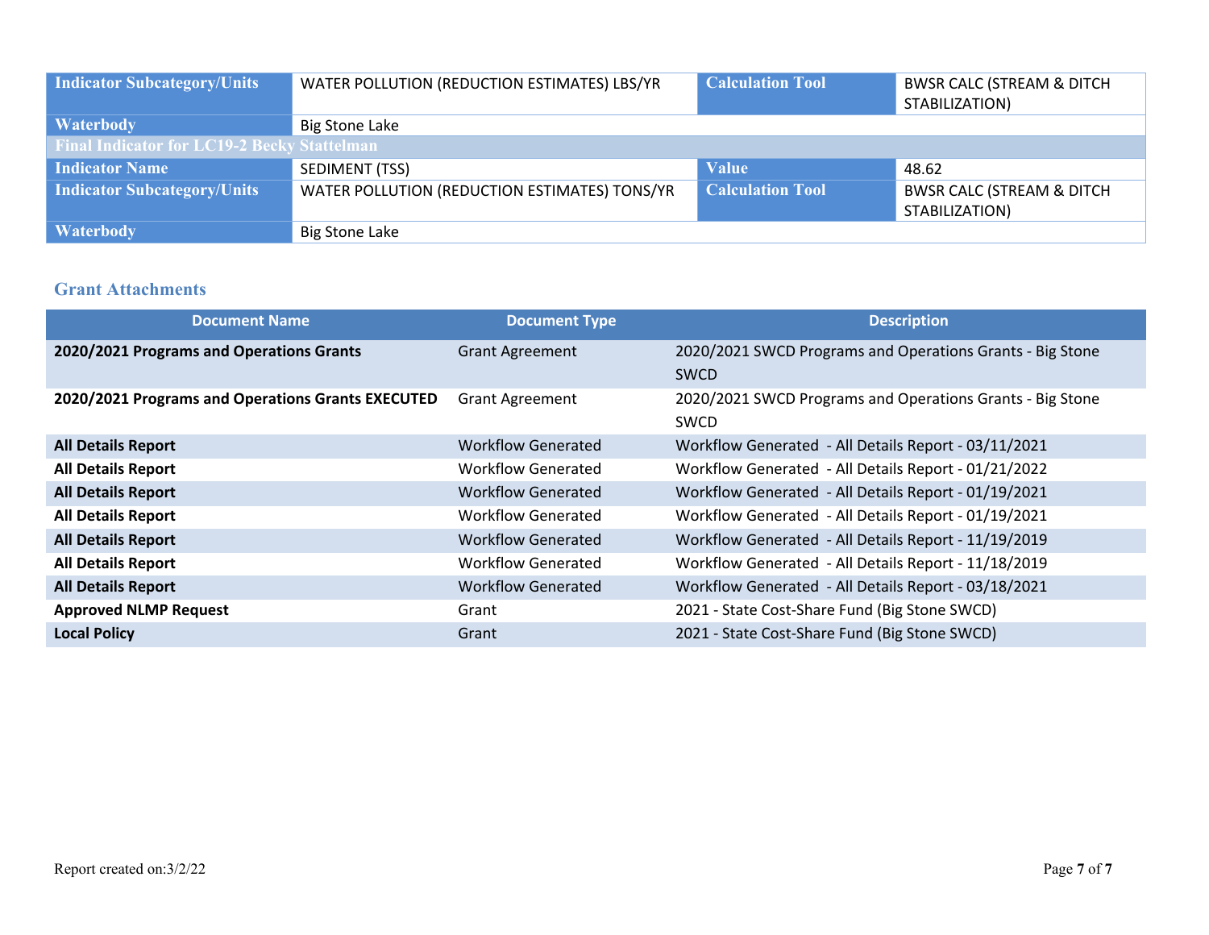| | | | |
|---|---|---|---|
| **Indicator Subcategory/Units** | WATER POLLUTION (REDUCTION ESTIMATES) LBS/YR | **Calculation Tool** | BWSR CALC (STREAM & DITCH STABILIZATION) |
| **Waterbody** | Big Stone Lake | | |
| **Final Indicator for LC19-2 Becky Stattelman** | | | |
| **Indicator Name** | SEDIMENT (TSS) | **Value** | 48.62 |
| **Indicator Subcategory/Units** | WATER POLLUTION (REDUCTION ESTIMATES) TONS/YR | **Calculation Tool** | BWSR CALC (STREAM & DITCH STABILIZATION) |
| **Waterbody** | Big Stone Lake | | |

## Grant Attachments

| Document Name | Document Type | Description |
|---|---|---|
| **2020/2021 Programs and Operations Grants** | Grant Agreement | 2020/2021 SWCD Programs and Operations Grants - Big Stone SWCD |
| **2020/2021 Programs and Operations Grants EXECUTED** | Grant Agreement | 2020/2021 SWCD Programs and Operations Grants - Big Stone SWCD |
| **All Details Report** | Workflow Generated | Workflow Generated - All Details Report - 03/11/2021 |
| **All Details Report** | Workflow Generated | Workflow Generated - All Details Report - 01/21/2022 |
| **All Details Report** | Workflow Generated | Workflow Generated - All Details Report - 01/19/2021 |
| **All Details Report** | Workflow Generated | Workflow Generated - All Details Report - 01/19/2021 |
| **All Details Report** | Workflow Generated | Workflow Generated - All Details Report - 11/19/2019 |
| **All Details Report** | Workflow Generated | Workflow Generated - All Details Report - 11/18/2019 |
| **All Details Report** | Workflow Generated | Workflow Generated - All Details Report - 03/18/2021 |
| **Approved NLMP Request** | Grant | 2021 - State Cost-Share Fund (Big Stone SWCD) |
| **Local Policy** | Grant | 2021 - State Cost-Share Fund (Big Stone SWCD) |

Report created on:3/2/22